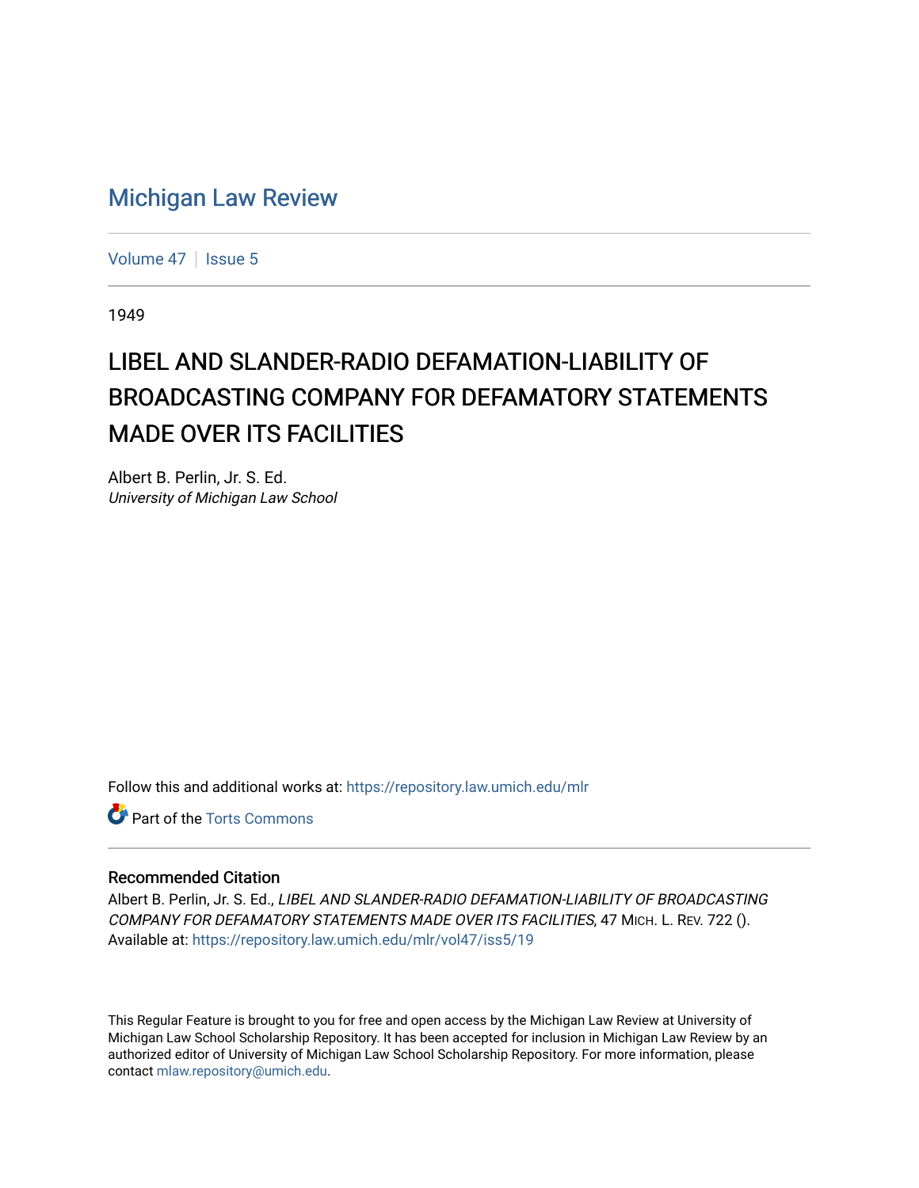# Michigan Law Review

Volume 47 | Issue 5

1949

## LIBEL AND SLANDER-RADIO DEFAMATION-LIABILITY OF BROADCASTING COMPANY FOR DEFAMATORY STATEMENTS MADE OVER ITS FACILITIES

Albert B. Perlin, Jr. S. Ed.
*University of Michigan Law School*

Follow this and additional works at: https://repository.law.umich.edu/mlr

Part of the Torts Commons

### Recommended Citation

Albert B. Perlin, Jr. S. Ed., *LIBEL AND SLANDER-RADIO DEFAMATION-LIABILITY OF BROADCASTING COMPANY FOR DEFAMATORY STATEMENTS MADE OVER ITS FACILITIES*, 47 MICH. L. REV. 722 ().
Available at: https://repository.law.umich.edu/mlr/vol47/iss5/19

This Regular Feature is brought to you for free and open access by the Michigan Law Review at University of Michigan Law School Scholarship Repository. It has been accepted for inclusion in Michigan Law Review by an authorized editor of University of Michigan Law School Scholarship Repository. For more information, please contact mlaw.repository@umich.edu.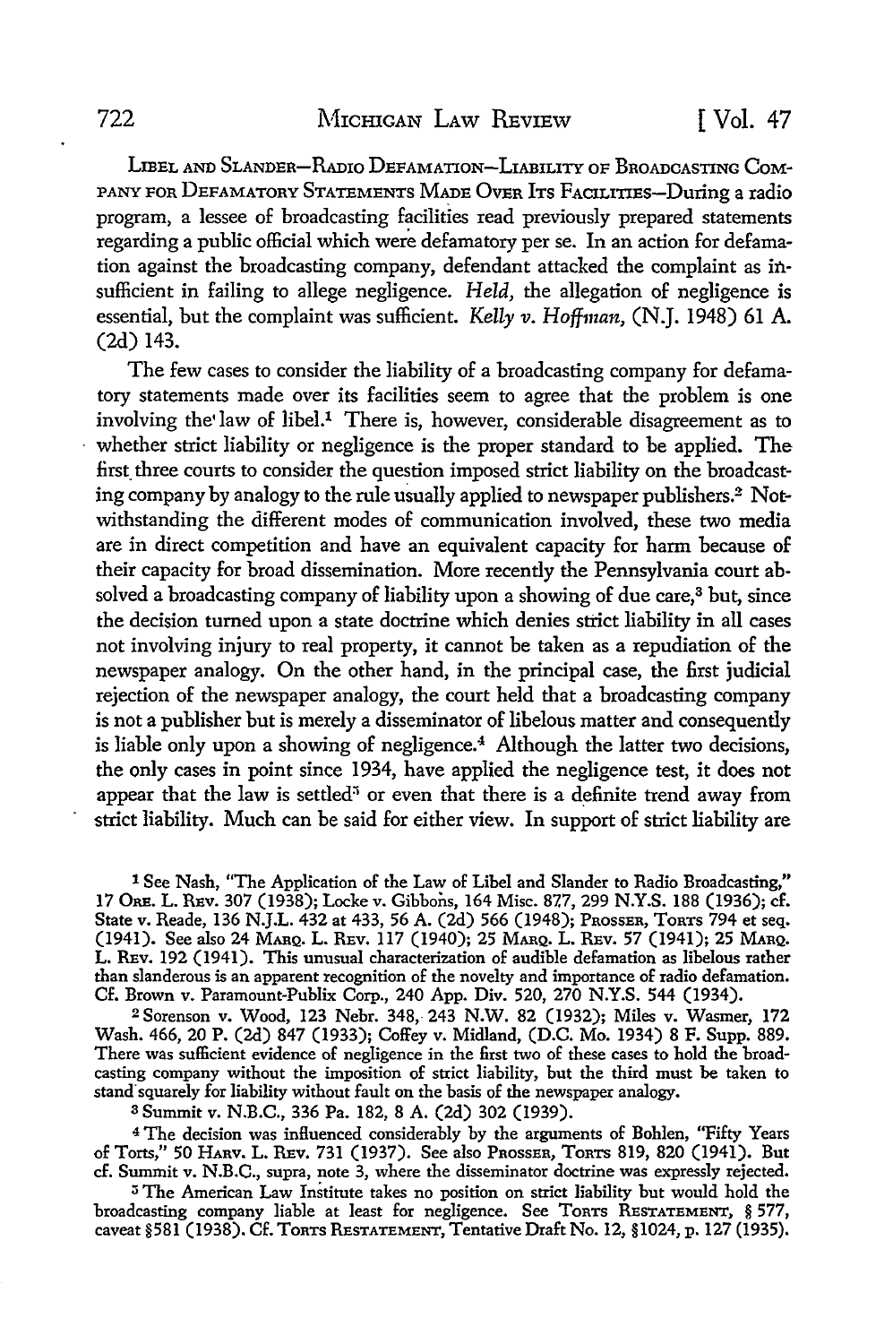LIBEL AND SLANDER—RADIO DEFAMATION—LIABILITY OF BROADCASTING COMPANY FOR DEFAMATORY STATEMENTS MADE OVER ITS FACILITIES—During a radio program, a lessee of broadcasting facilities read previously prepared statements regarding a public official which were defamatory per se. In an action for defamation against the broadcasting company, defendant attacked the complaint as insufficient in failing to allege negligence. *Held*, the allegation of negligence is essential, but the complaint was sufficient. *Kelly v. Hoffman*, (N.J. 1948) 61 A. (2d) 143.

The few cases to consider the liability of a broadcasting company for defamatory statements made over its facilities seem to agree that the problem is one involving the law of libel.[1] There is, however, considerable disagreement as to whether strict liability or negligence is the proper standard to be applied. The first three courts to consider the question imposed strict liability on the broadcasting company by analogy to the rule usually applied to newspaper publishers.[2] Notwithstanding the different modes of communication involved, these two media are in direct competition and have an equivalent capacity for harm because of their capacity for broad dissemination. More recently the Pennsylvania court absolved a broadcasting company of liability upon a showing of due care,[3] but, since the decision turned upon a state doctrine which denies strict liability in all cases not involving injury to real property, it cannot be taken as a repudiation of the newspaper analogy. On the other hand, in the principal case, the first judicial rejection of the newspaper analogy, the court held that a broadcasting company is not a publisher but is merely a disseminator of libelous matter and consequently is liable only upon a showing of negligence.[4] Although the latter two decisions, the only cases in point since 1934, have applied the negligence test, it does not appear that the law is settled[5] or even that there is a definite trend away from strict liability. Much can be said for either view. In support of strict liability are

[1] See Nash, "The Application of the Law of Libel and Slander to Radio Broadcasting," 17 ORE. L. REV. 307 (1938); Locke v. Gibbons, 164 Misc. 877, 299 N.Y.S. 188 (1936); cf. State v. Reade, 136 N.J.L. 432 at 433, 56 A. (2d) 566 (1948); PROSSER, TORTS 794 et seq. (1941). See also 24 MARQ. L. REV. 117 (1940); 25 MARQ. L. REV. 57 (1941); 25 MARQ. L. REV. 192 (1941). This unusual characterization of audible defamation as libelous rather than slanderous is an apparent recognition of the novelty and importance of radio defamation. Cf. Brown v. Paramount-Publix Corp., 240 App. Div. 520, 270 N.Y.S. 544 (1934).

[2] Sorenson v. Wood, 123 Nebr. 348, 243 N.W. 82 (1932); Miles v. Wasmer, 172 Wash. 466, 20 P. (2d) 847 (1933); Coffey v. Midland, (D.C. Mo. 1934) 8 F. Supp. 889. There was sufficient evidence of negligence in the first two of these cases to hold the broadcasting company without the imposition of strict liability, but the third must be taken to stand squarely for liability without fault on the basis of the newspaper analogy.

[3] Summit v. N.B.C., 336 Pa. 182, 8 A. (2d) 302 (1939).

[4] The decision was influenced considerably by the arguments of Bohlen, "Fifty Years of Torts," 50 HARV. L. REV. 731 (1937). See also PROSSER, TORTS 819, 820 (1941). But cf. Summit v. N.B.C., supra, note 3, where the disseminator doctrine was expressly rejected.

[5] The American Law Institute takes no position on strict liability but would hold the broadcasting company liable at least for negligence. See TORTS RESTATEMENT, § 577, caveat §581 (1938). Cf. TORTS RESTATEMENT, Tentative Draft No. 12, §1024, p. 127 (1935).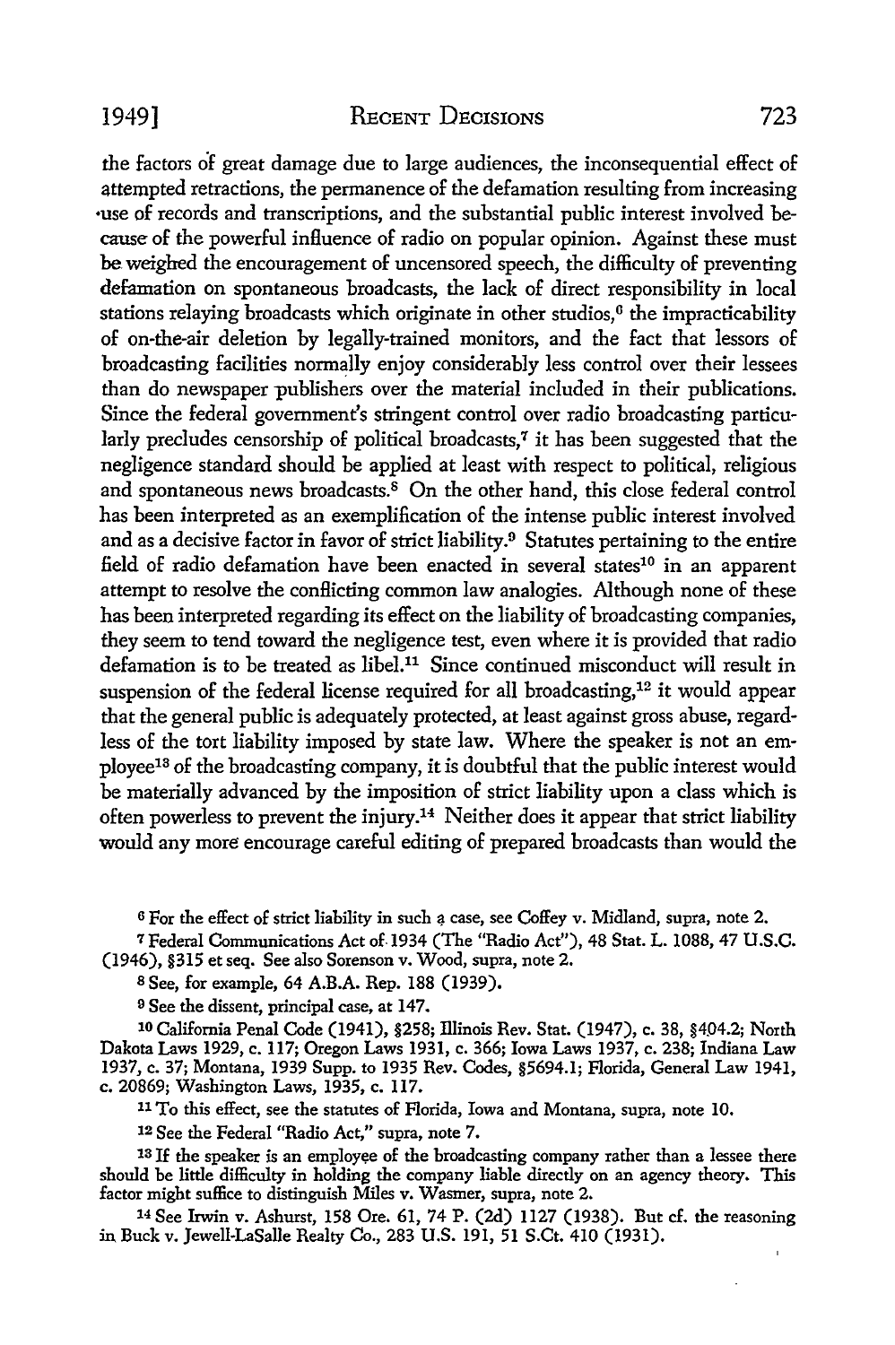the factors of great damage due to large audiences, the inconsequential effect of attempted retractions, the permanence of the defamation resulting from increasing use of records and transcriptions, and the substantial public interest involved because of the powerful influence of radio on popular opinion. Against these must be weighed the encouragement of uncensored speech, the difficulty of preventing defamation on spontaneous broadcasts, the lack of direct responsibility in local stations relaying broadcasts which originate in other studios,[6] the impracticability of on-the-air deletion by legally-trained monitors, and the fact that lessors of broadcasting facilities normally enjoy considerably less control over their lessees than do newspaper publishers over the material included in their publications. Since the federal government's stringent control over radio broadcasting particularly precludes censorship of political broadcasts,[7] it has been suggested that the negligence standard should be applied at least with respect to political, religious and spontaneous news broadcasts.[8] On the other hand, this close federal control has been interpreted as an exemplification of the intense public interest involved and as a decisive factor in favor of strict liability.[9] Statutes pertaining to the entire field of radio defamation have been enacted in several states[10] in an apparent attempt to resolve the conflicting common law analogies. Although none of these has been interpreted regarding its effect on the liability of broadcasting companies, they seem to tend toward the negligence test, even where it is provided that radio defamation is to be treated as libel.[11] Since continued misconduct will result in suspension of the federal license required for all broadcasting,[12] it would appear that the general public is adequately protected, at least against gross abuse, regardless of the tort liability imposed by state law. Where the speaker is not an employee[13] of the broadcasting company, it is doubtful that the public interest would be materially advanced by the imposition of strict liability upon a class which is often powerless to prevent the injury.[14] Neither does it appear that strict liability would any more encourage careful editing of prepared broadcasts than would the

---

[6] For the effect of strict liability in such a case, see Coffey v. Midland, supra, note 2.

[7] Federal Communications Act of 1934 (The "Radio Act"), 48 Stat. L. 1088, 47 U.S.C. (1946), §315 et seq. See also Sorenson v. Wood, supra, note 2.

[8] See, for example, 64 A.B.A. Rep. 188 (1939).

[9] See the dissent, principal case, at 147.

[10] California Penal Code (1941), §258; Illinois Rev. Stat. (1947), c. 38, §404.2; North Dakota Laws 1929, c. 117; Oregon Laws 1931, c. 366; Iowa Laws 1937, c. 238; Indiana Law 1937, c. 37; Montana, 1939 Supp. to 1935 Rev. Codes, §5694.1; Florida, General Law 1941, c. 20869; Washington Laws, 1935, c. 117.

[11] To this effect, see the statutes of Florida, Iowa and Montana, supra, note 10.

[12] See the Federal "Radio Act," supra, note 7.

[13] If the speaker is an employee of the broadcasting company rather than a lessee there should be little difficulty in holding the company liable directly on an agency theory. This factor might suffice to distinguish Miles v. Wasmer, supra, note 2.

[14] See Irwin v. Ashurst, 158 Ore. 61, 74 P. (2d) 1127 (1938). But cf. the reasoning in Buck v. Jewell-LaSalle Realty Co., 283 U.S. 191, 51 S.Ct. 410 (1931).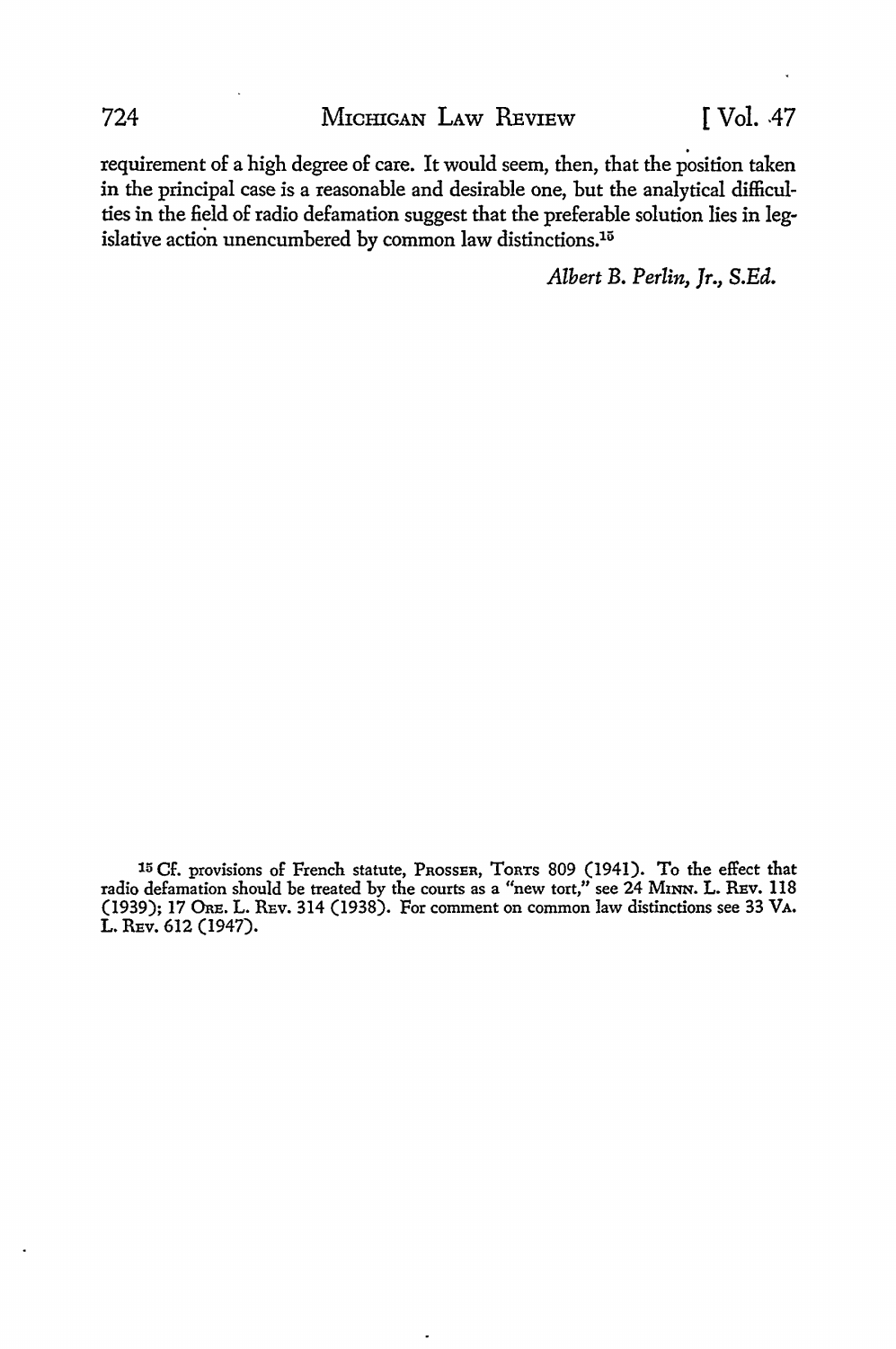requirement of a high degree of care. It would seem, then, that the position taken in the principal case is a reasonable and desirable one, but the analytical difficulties in the field of radio defamation suggest that the preferable solution lies in legislative action unencumbered by common law distinctions.[15]

*Albert B. Perlin, Jr., S.Ed.*

[15] Cf. provisions of French statute, PROSSER, TORTS 809 (1941). To the effect that radio defamation should be treated by the courts as a "new tort," see 24 MINN. L. REV. 118 (1939); 17 ORE. L. REV. 314 (1938). For comment on common law distinctions see 33 VA. L. REV. 612 (1947).